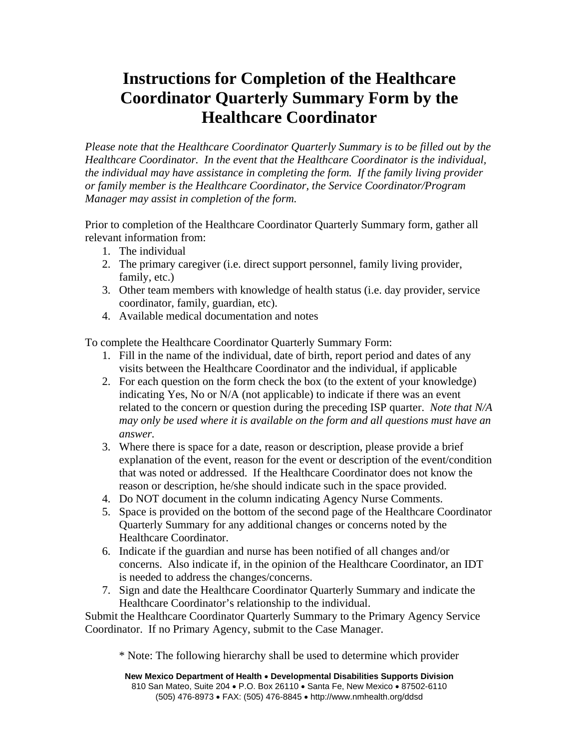# Instructions for Completion of the Healthcare Coordinator Quarterly Summary Form by the Healthcare Coordinator

*Please note that the Healthcare Coordinator Quarterly Summary is to be filled out by the Healthcare Coordinator. In the event that the Healthcare Coordinator is the individual, the individual may have assistance in completing the form. If the family living provider or family member is the Healthcare Coordinator, the Service Coordinator/Program Manager may assist in completion of the form.*

Prior to completion of the Healthcare Coordinator Quarterly Summary form, gather all relevant information from:

1. The individual
2. The primary caregiver (i.e. direct support personnel, family living provider, family, etc.)
3. Other team members with knowledge of health status (i.e. day provider, service coordinator, family, guardian, etc).
4. Available medical documentation and notes

To complete the Healthcare Coordinator Quarterly Summary Form:

1. Fill in the name of the individual, date of birth, report period and dates of any visits between the Healthcare Coordinator and the individual, if applicable
2. For each question on the form check the box (to the extent of your knowledge) indicating Yes, No or N/A (not applicable) to indicate if there was an event related to the concern or question during the preceding ISP quarter. *Note that N/A may only be used where it is available on the form and all questions must have an answer.*
3. Where there is space for a date, reason or description, please provide a brief explanation of the event, reason for the event or description of the event/condition that was noted or addressed. If the Healthcare Coordinator does not know the reason or description, he/she should indicate such in the space provided.
4. Do NOT document in the column indicating Agency Nurse Comments.
5. Space is provided on the bottom of the second page of the Healthcare Coordinator Quarterly Summary for any additional changes or concerns noted by the Healthcare Coordinator.
6. Indicate if the guardian and nurse has been notified of all changes and/or concerns. Also indicate if, in the opinion of the Healthcare Coordinator, an IDT is needed to address the changes/concerns.
7. Sign and date the Healthcare Coordinator Quarterly Summary and indicate the Healthcare Coordinator's relationship to the individual.

Submit the Healthcare Coordinator Quarterly Summary to the Primary Agency Service Coordinator. If no Primary Agency, submit to the Case Manager.

\* Note: The following hierarchy shall be used to determine which provider

**New Mexico Department of Health • Developmental Disabilities Supports Division**
810 San Mateo, Suite 204 • P.O. Box 26110 • Santa Fe, New Mexico • 87502-6110
(505) 476-8973 • FAX: (505) 476-8845 • http://www.nmhealth.org/ddsd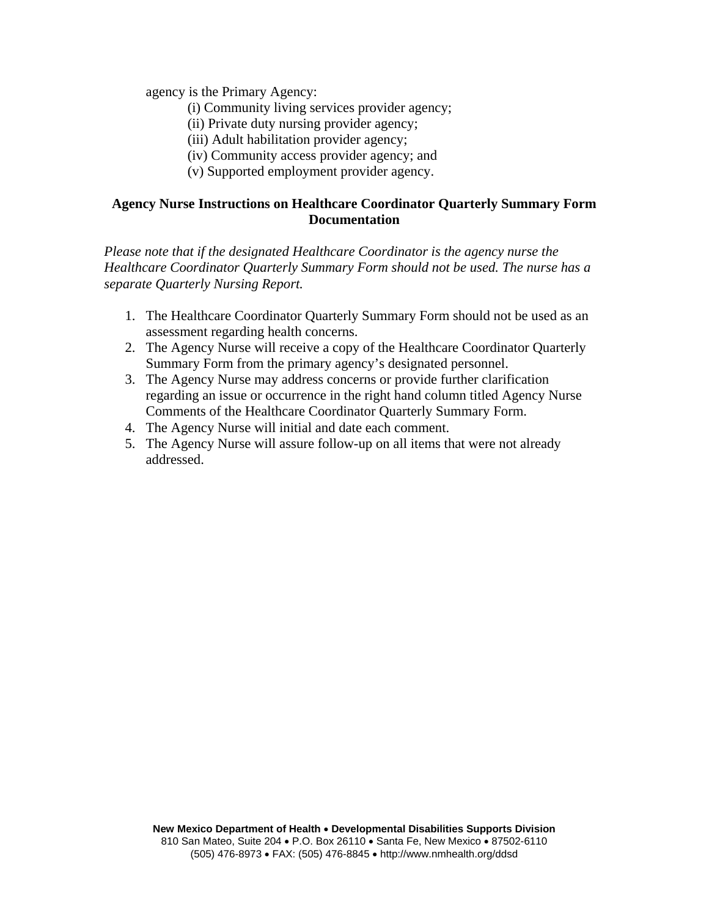agency is the Primary Agency:

(i) Community living services provider agency;
(ii) Private duty nursing provider agency;
(iii) Adult habilitation provider agency;
(iv) Community access provider agency; and
(v) Supported employment provider agency.

**Agency Nurse Instructions on Healthcare Coordinator Quarterly Summary Form Documentation**

*Please note that if the designated Healthcare Coordinator is the agency nurse the Healthcare Coordinator Quarterly Summary Form should not be used. The nurse has a separate Quarterly Nursing Report.*

1. The Healthcare Coordinator Quarterly Summary Form should not be used as an assessment regarding health concerns.
2. The Agency Nurse will receive a copy of the Healthcare Coordinator Quarterly Summary Form from the primary agency's designated personnel.
3. The Agency Nurse may address concerns or provide further clarification regarding an issue or occurrence in the right hand column titled Agency Nurse Comments of the Healthcare Coordinator Quarterly Summary Form.
4. The Agency Nurse will initial and date each comment.
5. The Agency Nurse will assure follow-up on all items that were not already addressed.